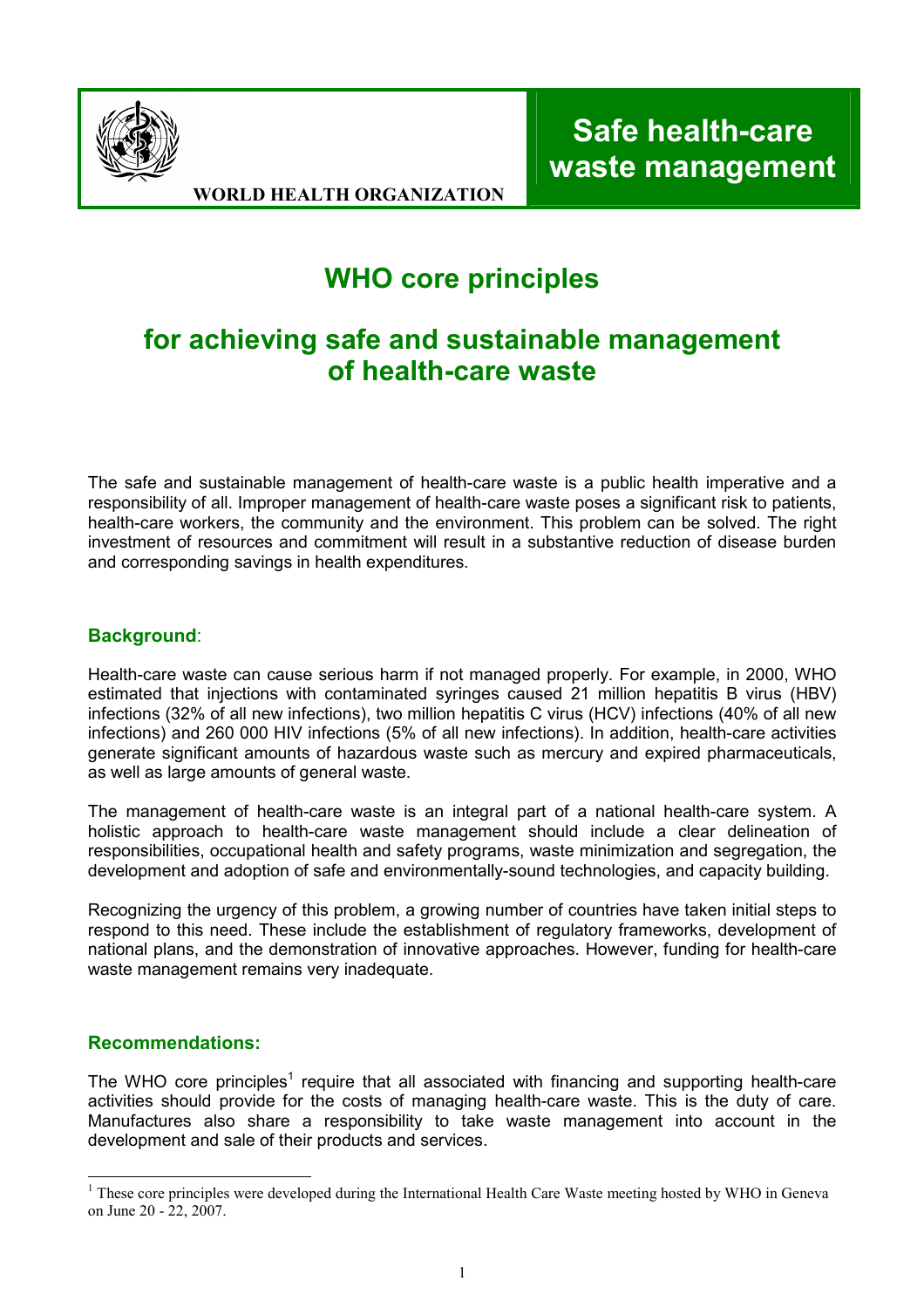WORLD HEALTH ORGANIZATION

**Safe health-care waste management**

# WHO core principles

## for achieving safe and sustainable management of health-care waste

The safe and sustainable management of health-care waste is a public health imperative and a responsibility of all. Improper management of health-care waste poses a significant risk to patients, health-care workers, the community and the environment. This problem can be solved. The right investment of resources and commitment will result in a substantive reduction of disease burden and corresponding savings in health expenditures.

### Background:

Health-care waste can cause serious harm if not managed properly. For example, in 2000, WHO estimated that injections with contaminated syringes caused 21 million hepatitis B virus (HBV) infections (32% of all new infections), two million hepatitis C virus (HCV) infections (40% of all new infections) and 260 000 HIV infections (5% of all new infections). In addition, health-care activities generate significant amounts of hazardous waste such as mercury and expired pharmaceuticals, as well as large amounts of general waste.

The management of health-care waste is an integral part of a national health-care system. A holistic approach to health-care waste management should include a clear delineation of responsibilities, occupational health and safety programs, waste minimization and segregation, the development and adoption of safe and environmentally-sound technologies, and capacity building.

Recognizing the urgency of this problem, a growing number of countries have taken initial steps to respond to this need. These include the establishment of regulatory frameworks, development of national plans, and the demonstration of innovative approaches. However, funding for health-care waste management remains very inadequate.

### Recommendations:

The WHO core principles[1] require that all associated with financing and supporting health-care activities should provide for the costs of managing health-care waste. This is the duty of care. Manufactures also share a responsibility to take waste management into account in the development and sale of their products and services.

[1] These core principles were developed during the International Health Care Waste meeting hosted by WHO in Geneva on June 20 - 22, 2007.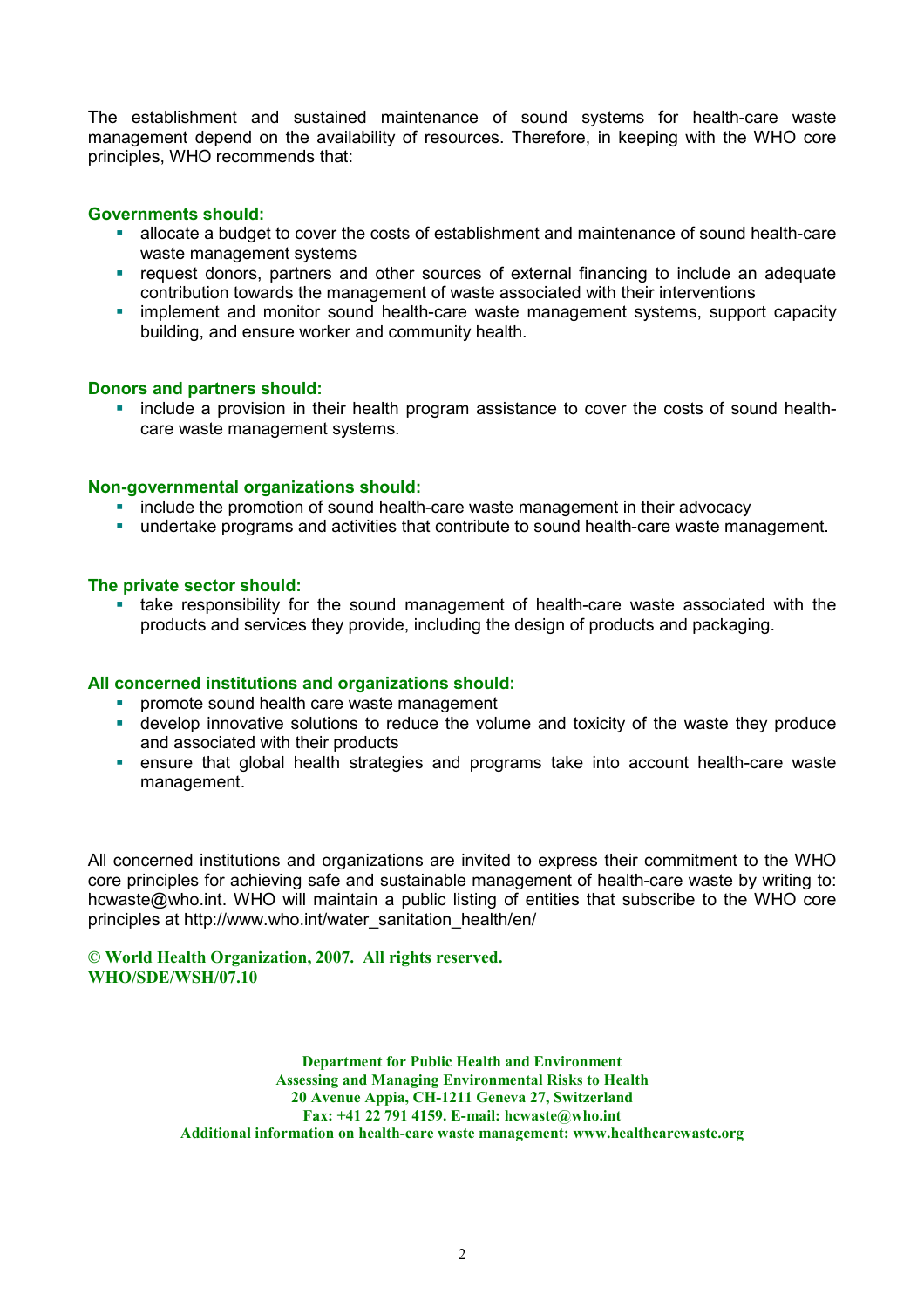The establishment and sustained maintenance of sound systems for health-care waste management depend on the availability of resources. Therefore, in keeping with the WHO core principles, WHO recommends that:

**Governments should:**

- allocate a budget to cover the costs of establishment and maintenance of sound health-care waste management systems
- request donors, partners and other sources of external financing to include an adequate contribution towards the management of waste associated with their interventions
- implement and monitor sound health-care waste management systems, support capacity building, and ensure worker and community health.

**Donors and partners should:**

- include a provision in their health program assistance to cover the costs of sound health-care waste management systems.

**Non-governmental organizations should:**

- include the promotion of sound health-care waste management in their advocacy
- undertake programs and activities that contribute to sound health-care waste management.

**The private sector should:**

- take responsibility for the sound management of health-care waste associated with the products and services they provide, including the design of products and packaging.

**All concerned institutions and organizations should:**

- promote sound health care waste management
- develop innovative solutions to reduce the volume and toxicity of the waste they produce and associated with their products
- ensure that global health strategies and programs take into account health-care waste management.

All concerned institutions and organizations are invited to express their commitment to the WHO core principles for achieving safe and sustainable management of health-care waste by writing to: hcwaste@who.int. WHO will maintain a public listing of entities that subscribe to the WHO core principles at http://www.who.int/water_sanitation_health/en/

**© World Health Organization, 2007. All rights reserved.**
**WHO/SDE/WSH/07.10**

**Department for Public Health and Environment**
**Assessing and Managing Environmental Risks to Health**
**20 Avenue Appia, CH-1211 Geneva 27, Switzerland**
**Fax: +41 22 791 4159. E-mail: hcwaste@who.int**
**Additional information on health-care waste management: www.healthcarewaste.org**